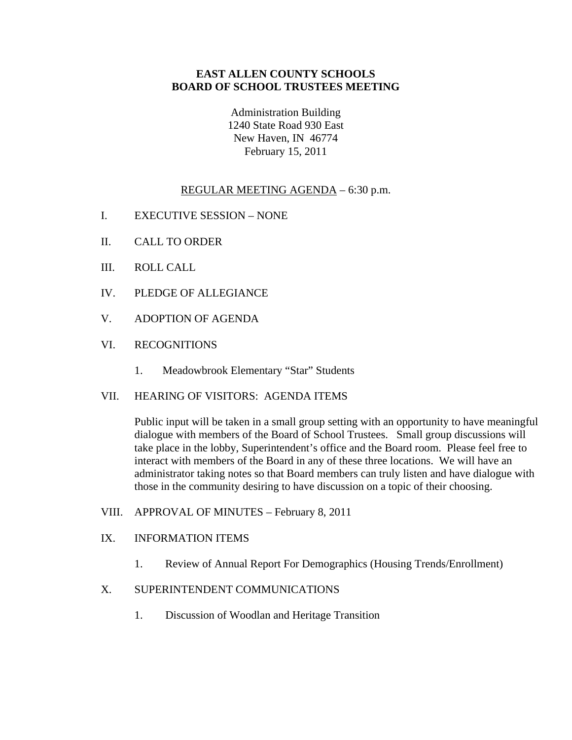# EAST ALLEN COUNTY SCHOOLS
# BOARD OF SCHOOL TRUSTEES MEETING

Administration Building
1240 State Road 930 East
New Haven, IN 46774
February 15, 2011

REGULAR MEETING AGENDA – 6:30 p.m.

I. EXECUTIVE SESSION – NONE

II. CALL TO ORDER

III. ROLL CALL

IV. PLEDGE OF ALLEGIANCE

V. ADOPTION OF AGENDA

VI. RECOGNITIONS

1. Meadowbrook Elementary "Star" Students

VII. HEARING OF VISITORS: AGENDA ITEMS

Public input will be taken in a small group setting with an opportunity to have meaningful dialogue with members of the Board of School Trustees. Small group discussions will take place in the lobby, Superintendent's office and the Board room. Please feel free to interact with members of the Board in any of these three locations. We will have an administrator taking notes so that Board members can truly listen and have dialogue with those in the community desiring to have discussion on a topic of their choosing.

VIII. APPROVAL OF MINUTES – February 8, 2011

IX. INFORMATION ITEMS

1. Review of Annual Report For Demographics (Housing Trends/Enrollment)

X. SUPERINTENDENT COMMUNICATIONS

1. Discussion of Woodlan and Heritage Transition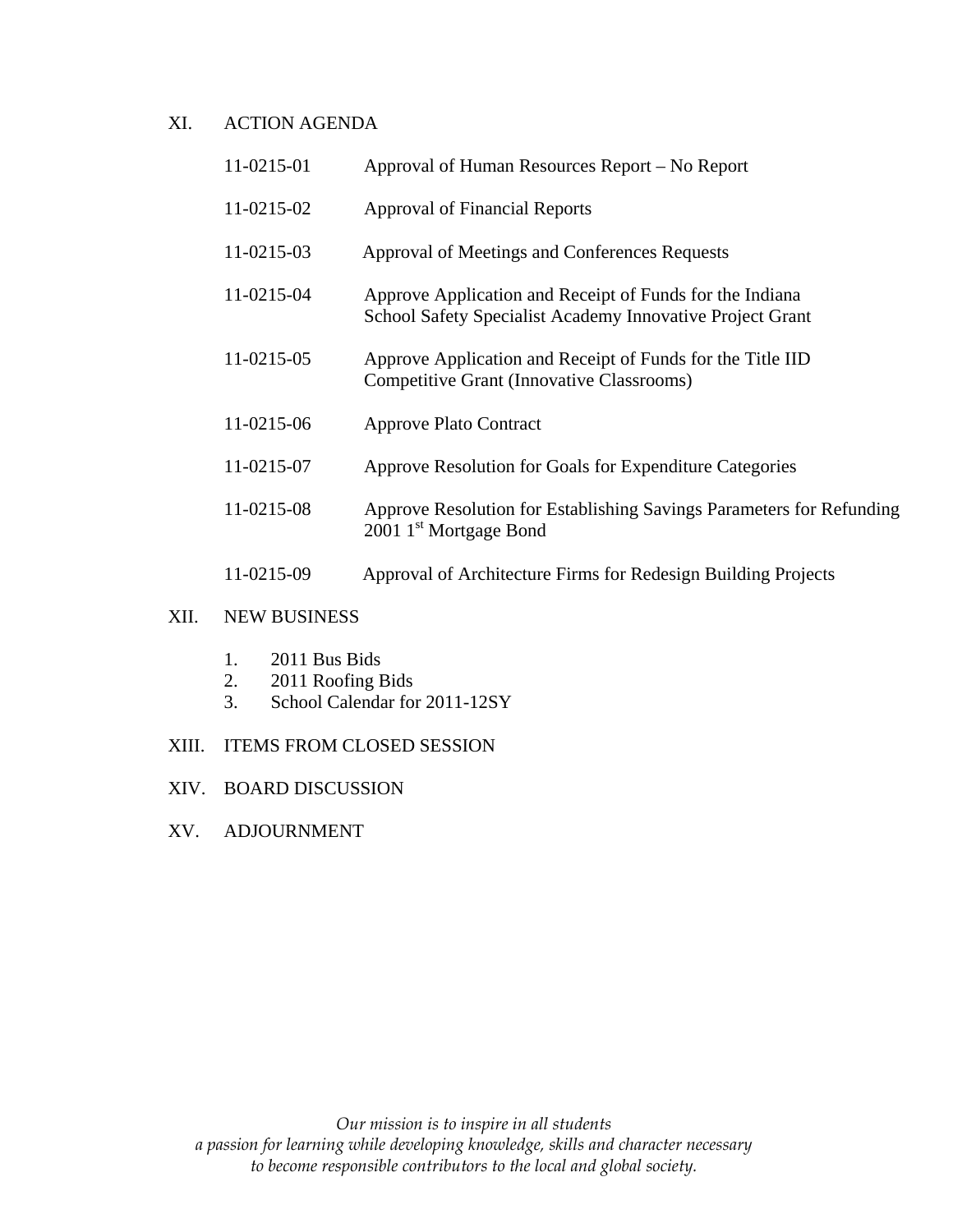## XI. ACTION AGENDA

| | |
|---|---|
| 11-0215-01 | Approval of Human Resources Report – No Report |
| 11-0215-02 | Approval of Financial Reports |
| 11-0215-03 | Approval of Meetings and Conferences Requests |
| 11-0215-04 | Approve Application and Receipt of Funds for the Indiana School Safety Specialist Academy Innovative Project Grant |
| 11-0215-05 | Approve Application and Receipt of Funds for the Title IID Competitive Grant (Innovative Classrooms) |
| 11-0215-06 | Approve Plato Contract |
| 11-0215-07 | Approve Resolution for Goals for Expenditure Categories |
| 11-0215-08 | Approve Resolution for Establishing Savings Parameters for Refunding 2001 1st Mortgage Bond |
| 11-0215-09 | Approval of Architecture Firms for Redesign Building Projects |

## XII. NEW BUSINESS

1. 2011 Bus Bids
2. 2011 Roofing Bids
3. School Calendar for 2011-12SY

## XIII. ITEMS FROM CLOSED SESSION

## XIV. BOARD DISCUSSION

## XV. ADJOURNMENT

*Our mission is to inspire in all students a passion for learning while developing knowledge, skills and character necessary to become responsible contributors to the local and global society.*